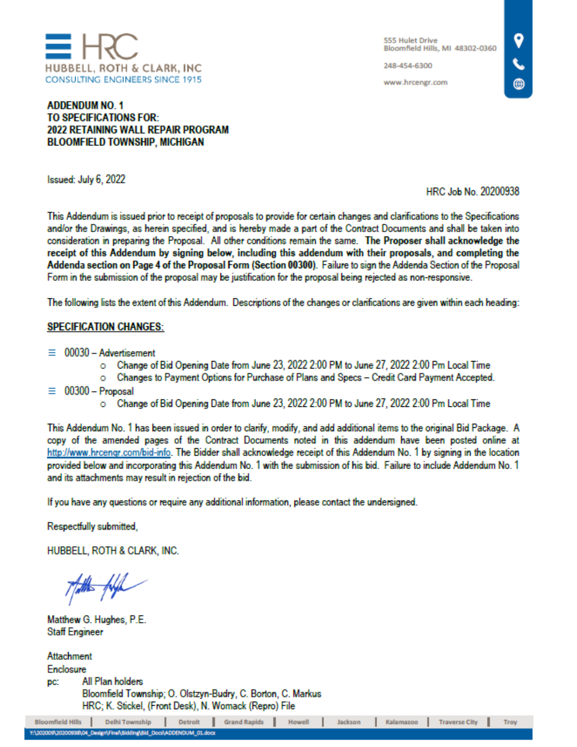# HRC
HUBBELL, ROTH & CLARK, INC
CONSULTING ENGINEERS SINCE 1915

555 Hulet Drive
Bloomfield Hills, MI 48302-0360

248-454-6300

www.hrcengr.com

**ADDENDUM NO. 1**
**TO SPECIFICATIONS FOR:**
**2022 RETAINING WALL REPAIR PROGRAM**
**BLOOMFIELD TOWNSHIP, MICHIGAN**

Issued: July 6, 2022

HRC Job No. 20200938

This Addendum is issued prior to receipt of proposals to provide for certain changes and clarifications to the Specifications and/or the Drawings, as herein specified, and is hereby made a part of the Contract Documents and shall be taken into consideration in preparing the Proposal. All other conditions remain the same. **The Proposer shall acknowledge the receipt of this Addendum by signing below, including this addendum with their proposals, and completing the Addenda section on Page 4 of the Proposal Form (Section 00300).** Failure to sign the Addenda Section of the Proposal Form in the submission of the proposal may be justification for the proposal being rejected as non-responsive.

The following lists the extent of this Addendum. Descriptions of the changes or clarifications are given within each heading:

**SPECIFICATION CHANGES:**

- 00030 – Advertisement
  - Change of Bid Opening Date from June 23, 2022 2:00 PM to June 27, 2022 2:00 Pm Local Time
  - Changes to Payment Options for Purchase of Plans and Specs – Credit Card Payment Accepted.
- 00300 – Proposal
  - Change of Bid Opening Date from June 23, 2022 2:00 PM to June 27, 2022 2:00 Pm Local Time

This Addendum No. 1 has been issued in order to clarify, modify, and add additional items to the original Bid Package. A copy of the amended pages of the Contract Documents noted in this addendum have been posted online at http://www.hrcengr.com/bid-info. The Bidder shall acknowledge receipt of this Addendum No. 1 by signing in the location provided below and incorporating this Addendum No. 1 with the submission of his bid. Failure to include Addendum No. 1 and its attachments may result in rejection of the bid.

If you have any questions or require any additional information, please contact the undersigned.

Respectfully submitted,

HUBBELL, ROTH & CLARK, INC.

Matthew G. Hughes, P.E.
Staff Engineer

Attachment
Enclosure
pc: All Plan holders
Bloomfield Township; O. Olstzyn-Budry, C. Borton, C. Markus
HRC; K. Stickel, (Front Desk), N. Womack (Repro) File

Bloomfield Hills | Delhi Township | Detroit | Grand Rapids | Howell | Jackson | Kalamazoo | Traverse City | Troy

Y:\202009\20200938\04_Design\Final\Bidding\Bid_Docs\ADDENDUM_01.docx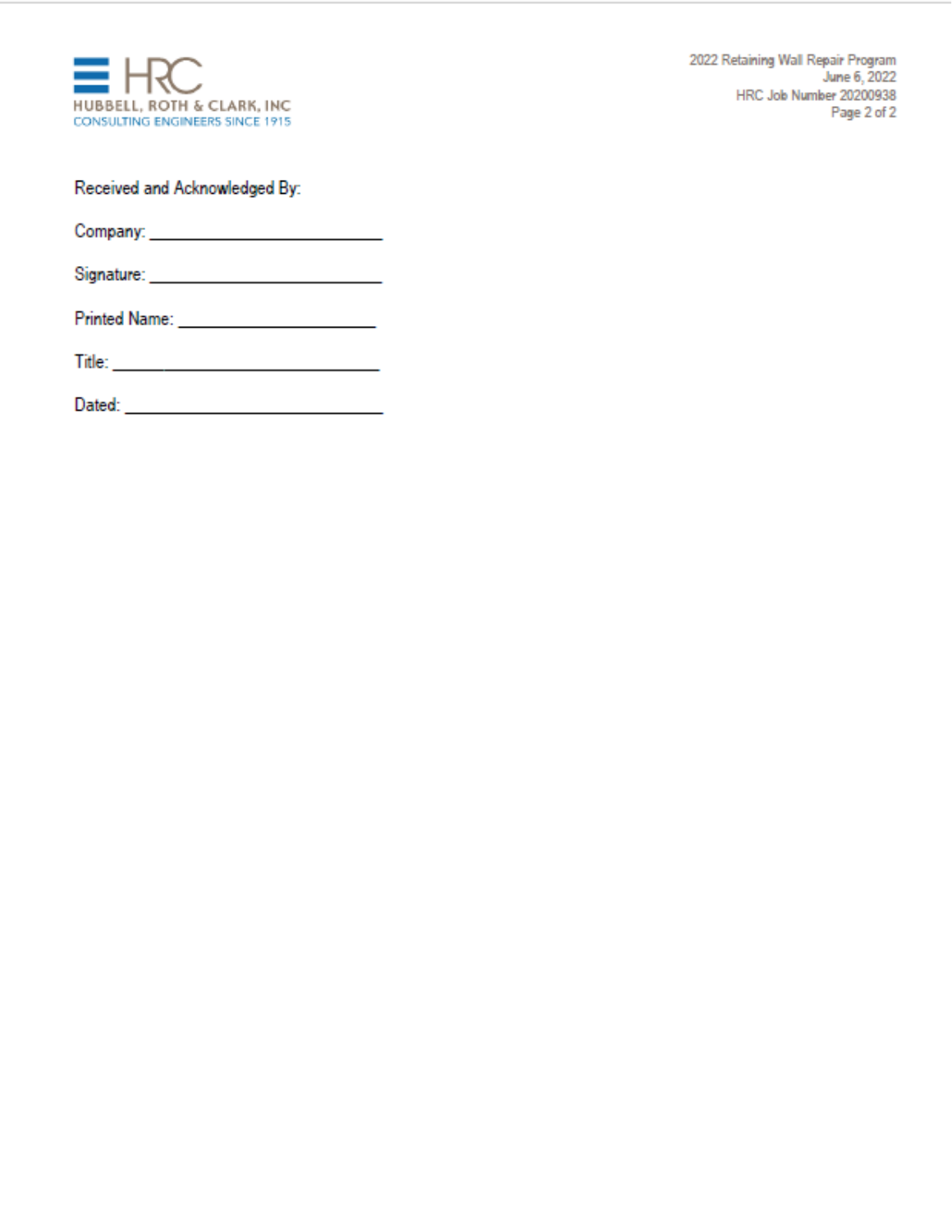Received and Acknowledged By:

Company: ________________________

Signature: ________________________

Printed Name: ____________________

Title: ____________________________

Dated: ___________________________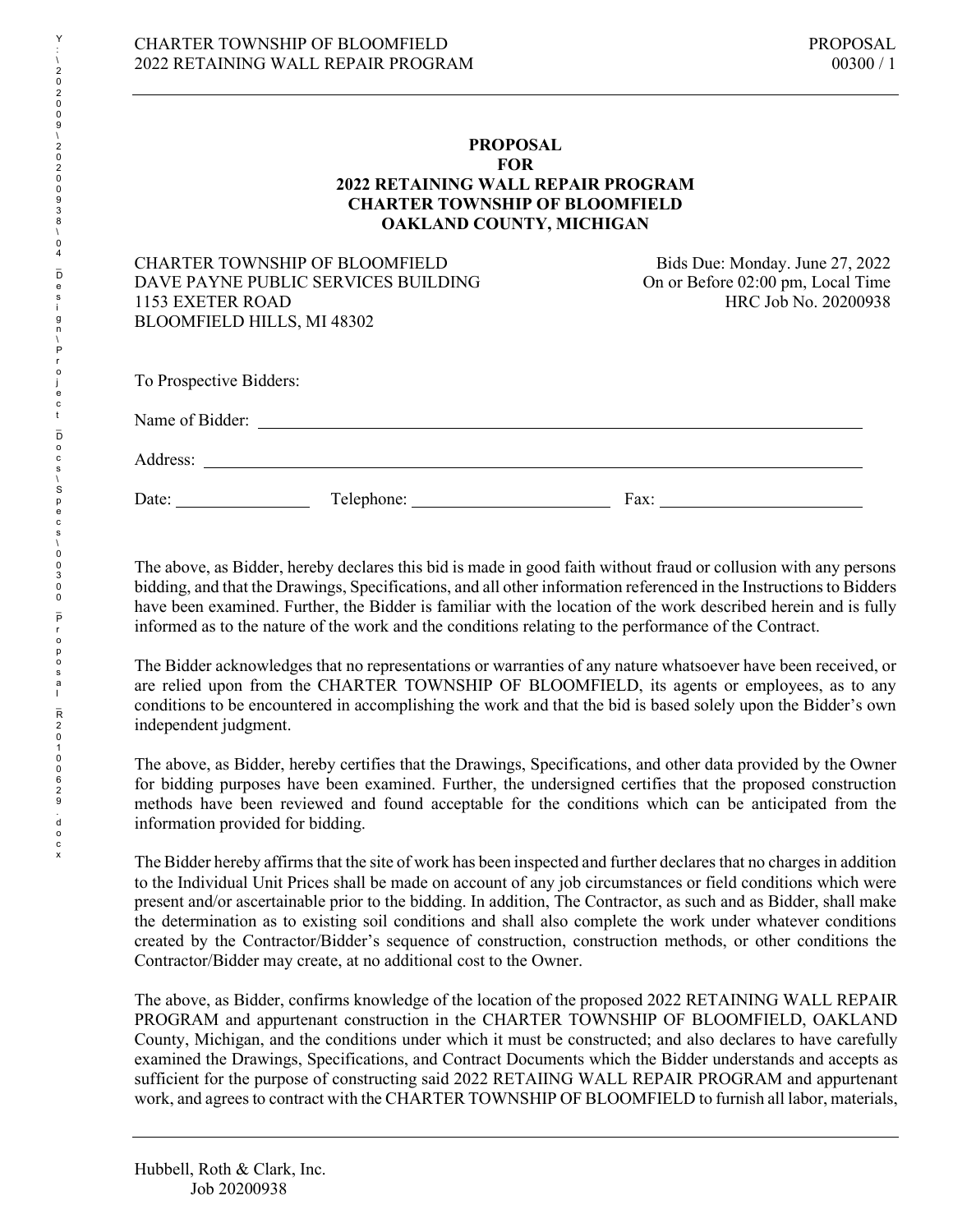**PROPOSAL**
**FOR**
**2022 RETAINING WALL REPAIR PROGRAM**
**CHARTER TOWNSHIP OF BLOOMFIELD**
**OAKLAND COUNTY, MICHIGAN**

CHARTER TOWNSHIP OF BLOOMFIELD
DAVE PAYNE PUBLIC SERVICES BUILDING
1153 EXETER ROAD
BLOOMFIELD HILLS, MI 48302

Bids Due: Monday. June 27, 2022
On or Before 02:00 pm, Local Time
HRC Job No. 20200938

To Prospective Bidders:

Name of Bidder: \_\_\_\_\_\_\_\_\_\_\_\_\_\_\_\_\_\_\_\_\_\_\_\_\_\_\_\_\_\_\_\_\_\_\_\_\_\_\_\_\_\_\_\_

Address: \_\_\_\_\_\_\_\_\_\_\_\_\_\_\_\_\_\_\_\_\_\_\_\_\_\_\_\_\_\_\_\_\_\_\_\_\_\_\_\_\_\_\_\_

Date: \_\_\_\_\_\_\_\_\_\_\_\_ Telephone: \_\_\_\_\_\_\_\_\_\_\_\_\_\_\_\_ Fax: \_\_\_\_\_\_\_\_\_\_\_\_\_\_\_\_

The above, as Bidder, hereby declares this bid is made in good faith without fraud or collusion with any persons bidding, and that the Drawings, Specifications, and all other information referenced in the Instructions to Bidders have been examined. Further, the Bidder is familiar with the location of the work described herein and is fully informed as to the nature of the work and the conditions relating to the performance of the Contract.

The Bidder acknowledges that no representations or warranties of any nature whatsoever have been received, or are relied upon from the CHARTER TOWNSHIP OF BLOOMFIELD, its agents or employees, as to any conditions to be encountered in accomplishing the work and that the bid is based solely upon the Bidder's own independent judgment.

The above, as Bidder, hereby certifies that the Drawings, Specifications, and other data provided by the Owner for bidding purposes have been examined. Further, the undersigned certifies that the proposed construction methods have been reviewed and found acceptable for the conditions which can be anticipated from the information provided for bidding.

The Bidder hereby affirms that the site of work has been inspected and further declares that no charges in addition to the Individual Unit Prices shall be made on account of any job circumstances or field conditions which were present and/or ascertainable prior to the bidding. In addition, The Contractor, as such and as Bidder, shall make the determination as to existing soil conditions and shall also complete the work under whatever conditions created by the Contractor/Bidder's sequence of construction, construction methods, or other conditions the Contractor/Bidder may create, at no additional cost to the Owner.

The above, as Bidder, confirms knowledge of the location of the proposed 2022 RETAINING WALL REPAIR PROGRAM and appurtenant construction in the CHARTER TOWNSHIP OF BLOOMFIELD, OAKLAND County, Michigan, and the conditions under which it must be constructed; and also declares to have carefully examined the Drawings, Specifications, and Contract Documents which the Bidder understands and accepts as sufficient for the purpose of constructing said 2022 RETAIING WALL REPAIR PROGRAM and appurtenant work, and agrees to contract with the CHARTER TOWNSHIP OF BLOOMFIELD to furnish all labor, materials,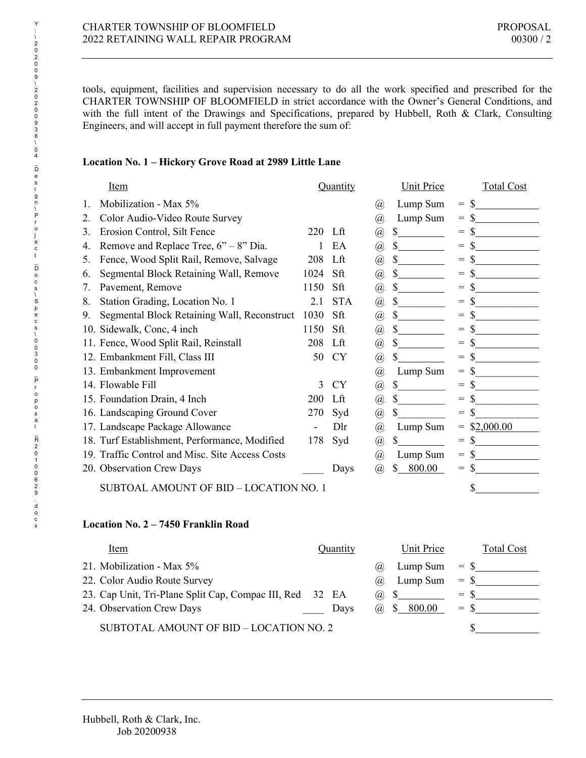tools, equipment, facilities and supervision necessary to do all the work specified and prescribed for the CHARTER TOWNSHIP OF BLOOMFIELD in strict accordance with the Owner's General Conditions, and with the full intent of the Drawings and Specifications, prepared by Hubbell, Roth & Clark, Consulting Engineers, and will accept in full payment therefore the sum of:

**Location No. 1 – Hickory Grove Road at 2989 Little Lane**

| Item | Quantity | | | Unit Price | | Total Cost |
|---|---|---|---|---|---|---|
| 1. Mobilization - Max 5% | | | @ | Lump Sum | = | $\_\_\_\_\_\_\_\_\_\_ |
| 2. Color Audio-Video Route Survey | | | @ | Lump Sum | = | $\_\_\_\_\_\_\_\_\_\_ |
| 3. Erosion Control, Silt Fence | 220 | Lft | @ | $\_\_\_\_\_\_\_\_ | = | $\_\_\_\_\_\_\_\_\_\_ |
| 4. Remove and Replace Tree, 6" – 8" Dia. | 1 | EA | @ | $\_\_\_\_\_\_\_\_ | = | $\_\_\_\_\_\_\_\_\_\_ |
| 5. Fence, Wood Split Rail, Remove, Salvage | 208 | Lft | @ | $\_\_\_\_\_\_\_\_ | = | $\_\_\_\_\_\_\_\_\_\_ |
| 6. Segmental Block Retaining Wall, Remove | 1024 | Sft | @ | $\_\_\_\_\_\_\_\_ | = | $\_\_\_\_\_\_\_\_\_\_ |
| 7. Pavement, Remove | 1150 | Sft | @ | $\_\_\_\_\_\_\_\_ | = | $\_\_\_\_\_\_\_\_\_\_ |
| 8. Station Grading, Location No. 1 | 2.1 | STA | @ | $\_\_\_\_\_\_\_\_ | = | $\_\_\_\_\_\_\_\_\_\_ |
| 9. Segmental Block Retaining Wall, Reconstruct | 1030 | Sft | @ | $\_\_\_\_\_\_\_\_ | = | $\_\_\_\_\_\_\_\_\_\_ |
| 10. Sidewalk, Conc, 4 inch | 1150 | Sft | @ | $\_\_\_\_\_\_\_\_ | = | $\_\_\_\_\_\_\_\_\_\_ |
| 11. Fence, Wood Split Rail, Reinstall | 208 | Lft | @ | $\_\_\_\_\_\_\_\_ | = | $\_\_\_\_\_\_\_\_\_\_ |
| 12. Embankment Fill, Class III | 50 | CY | @ | $\_\_\_\_\_\_\_\_ | = | $\_\_\_\_\_\_\_\_\_\_ |
| 13. Embankment Improvement | | | @ | Lump Sum | = | $\_\_\_\_\_\_\_\_\_\_ |
| 14. Flowable Fill | 3 | CY | @ | $\_\_\_\_\_\_\_\_ | = | $\_\_\_\_\_\_\_\_\_\_ |
| 15. Foundation Drain, 4 Inch | 200 | Lft | @ | $\_\_\_\_\_\_\_\_ | = | $\_\_\_\_\_\_\_\_\_\_ |
| 16. Landscaping Ground Cover | 270 | Syd | @ | $\_\_\_\_\_\_\_\_ | = | $\_\_\_\_\_\_\_\_\_\_ |
| 17. Landscape Package Allowance | - | Dlr | @ | Lump Sum | = | $2,000.00 |
| 18. Turf Establishment, Performance, Modified | 178 | Syd | @ | $\_\_\_\_\_\_\_\_ | = | $\_\_\_\_\_\_\_\_\_\_ |
| 19. Traffic Control and Misc. Site Access Costs | | | @ | Lump Sum | = | $\_\_\_\_\_\_\_\_\_\_ |
| 20. Observation Crew Days | \_\_\_\_ | Days | @ | $ 800.00 | = | $\_\_\_\_\_\_\_\_\_\_ |
| SUBTOAL AMOUNT OF BID – LOCATION NO. 1 | | | | | | $\_\_\_\_\_\_\_\_\_\_ |

**Location No. 2 – 7450 Franklin Road**

| Item | Quantity | | | Unit Price | | Total Cost |
|---|---|---|---|---|---|---|
| 21. Mobilization - Max 5% | | | @ | Lump Sum | = | $\_\_\_\_\_\_\_\_\_\_ |
| 22. Color Audio Route Survey | | | @ | Lump Sum | = | $\_\_\_\_\_\_\_\_\_\_ |
| 23. Cap Unit, Tri-Plane Split Cap, Compac III, Red | 32 | EA | @ | $\_\_\_\_\_\_\_\_ | = | $\_\_\_\_\_\_\_\_\_\_ |
| 24. Observation Crew Days | \_\_\_\_ | Days | @ | $ 800.00 | = | $\_\_\_\_\_\_\_\_\_\_ |
| SUBTOTAL AMOUNT OF BID – LOCATION NO. 2 | | | | | | $\_\_\_\_\_\_\_\_\_\_ |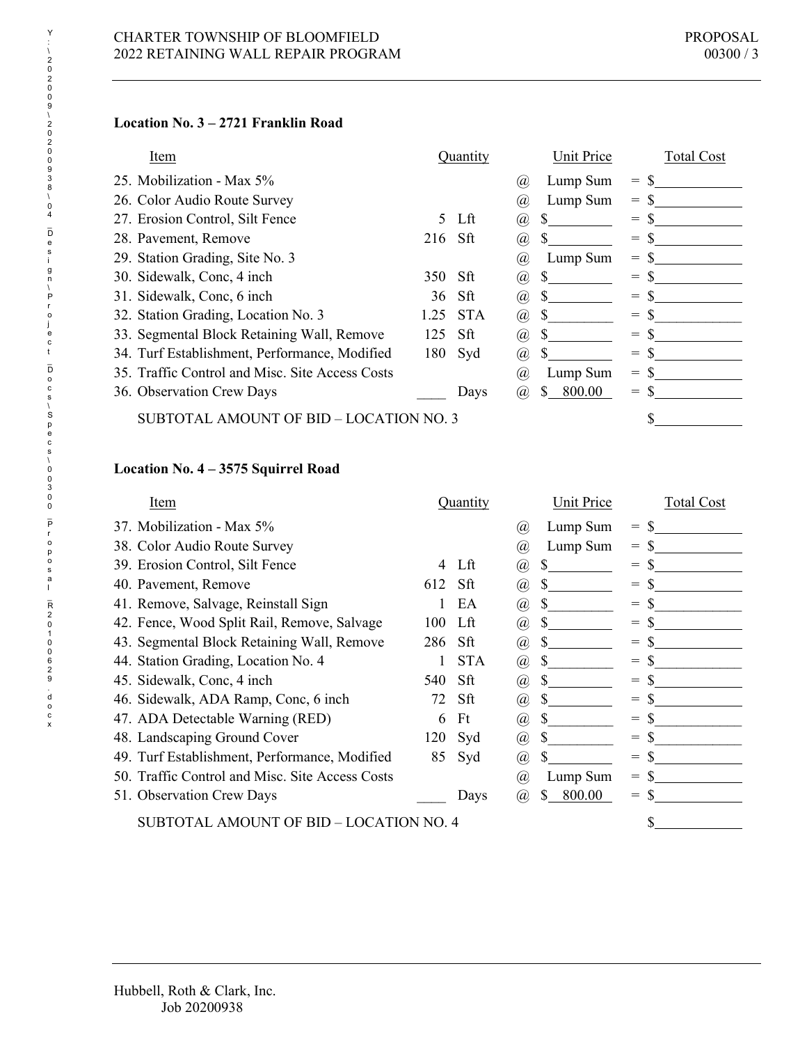### Location No. 3 – 2721 Franklin Road

| Item | Quantity | | | Unit Price | | Total Cost |
|---|---|---|---|---|---|---|
| 25. Mobilization - Max 5% | | | @ | Lump Sum | = | $\_\_\_\_\_\_\_\_\_\_ |
| 26. Color Audio Route Survey | | | @ | Lump Sum | = | $\_\_\_\_\_\_\_\_\_\_ |
| 27. Erosion Control, Silt Fence | 5 | Lft | @ | $\_\_\_\_\_\_\_\_ | = | $\_\_\_\_\_\_\_\_\_\_ |
| 28. Pavement, Remove | 216 | Sft | @ | $\_\_\_\_\_\_\_\_ | = | $\_\_\_\_\_\_\_\_\_\_ |
| 29. Station Grading, Site No. 3 | | | @ | Lump Sum | = | $\_\_\_\_\_\_\_\_\_\_ |
| 30. Sidewalk, Conc, 4 inch | 350 | Sft | @ | $\_\_\_\_\_\_\_\_ | = | $\_\_\_\_\_\_\_\_\_\_ |
| 31. Sidewalk, Conc, 6 inch | 36 | Sft | @ | $\_\_\_\_\_\_\_\_ | = | $\_\_\_\_\_\_\_\_\_\_ |
| 32. Station Grading, Location No. 3 | 1.25 | STA | @ | $\_\_\_\_\_\_\_\_ | = | $\_\_\_\_\_\_\_\_\_\_ |
| 33. Segmental Block Retaining Wall, Remove | 125 | Sft | @ | $\_\_\_\_\_\_\_\_ | = | $\_\_\_\_\_\_\_\_\_\_ |
| 34. Turf Establishment, Performance, Modified | 180 | Syd | @ | $\_\_\_\_\_\_\_\_ | = | $\_\_\_\_\_\_\_\_\_\_ |
| 35. Traffic Control and Misc. Site Access Costs | | | @ | Lump Sum | = | $\_\_\_\_\_\_\_\_\_\_ |
| 36. Observation Crew Days | \_\_\_\_ | Days | @ | $ 800.00 | = | $\_\_\_\_\_\_\_\_\_\_ |
| SUBTOTAL AMOUNT OF BID – LOCATION NO. 3 | | | | | | $\_\_\_\_\_\_\_\_\_\_ |

### Location No. 4 – 3575 Squirrel Road

| Item | Quantity | | | Unit Price | | Total Cost |
|---|---|---|---|---|---|---|
| 37. Mobilization - Max 5% | | | @ | Lump Sum | = | $\_\_\_\_\_\_\_\_\_\_ |
| 38. Color Audio Route Survey | | | @ | Lump Sum | = | $\_\_\_\_\_\_\_\_\_\_ |
| 39. Erosion Control, Silt Fence | 4 | Lft | @ | $\_\_\_\_\_\_\_\_ | = | $\_\_\_\_\_\_\_\_\_\_ |
| 40. Pavement, Remove | 612 | Sft | @ | $\_\_\_\_\_\_\_\_ | = | $\_\_\_\_\_\_\_\_\_\_ |
| 41. Remove, Salvage, Reinstall Sign | 1 | EA | @ | $\_\_\_\_\_\_\_\_ | = | $\_\_\_\_\_\_\_\_\_\_ |
| 42. Fence, Wood Split Rail, Remove, Salvage | 100 | Lft | @ | $\_\_\_\_\_\_\_\_ | = | $\_\_\_\_\_\_\_\_\_\_ |
| 43. Segmental Block Retaining Wall, Remove | 286 | Sft | @ | $\_\_\_\_\_\_\_\_ | = | $\_\_\_\_\_\_\_\_\_\_ |
| 44. Station Grading, Location No. 4 | 1 | STA | @ | $\_\_\_\_\_\_\_\_ | = | $\_\_\_\_\_\_\_\_\_\_ |
| 45. Sidewalk, Conc, 4 inch | 540 | Sft | @ | $\_\_\_\_\_\_\_\_ | = | $\_\_\_\_\_\_\_\_\_\_ |
| 46. Sidewalk, ADA Ramp, Conc, 6 inch | 72 | Sft | @ | $\_\_\_\_\_\_\_\_ | = | $\_\_\_\_\_\_\_\_\_\_ |
| 47. ADA Detectable Warning (RED) | 6 | Ft | @ | $\_\_\_\_\_\_\_\_ | = | $\_\_\_\_\_\_\_\_\_\_ |
| 48. Landscaping Ground Cover | 120 | Syd | @ | $\_\_\_\_\_\_\_\_ | = | $\_\_\_\_\_\_\_\_\_\_ |
| 49. Turf Establishment, Performance, Modified | 85 | Syd | @ | $\_\_\_\_\_\_\_\_ | = | $\_\_\_\_\_\_\_\_\_\_ |
| 50. Traffic Control and Misc. Site Access Costs | | | @ | Lump Sum | = | $\_\_\_\_\_\_\_\_\_\_ |
| 51. Observation Crew Days | \_\_\_\_ | Days | @ | $ 800.00 | = | $\_\_\_\_\_\_\_\_\_\_ |
| SUBTOTAL AMOUNT OF BID – LOCATION NO. 4 | | | | | | $\_\_\_\_\_\_\_\_\_\_ |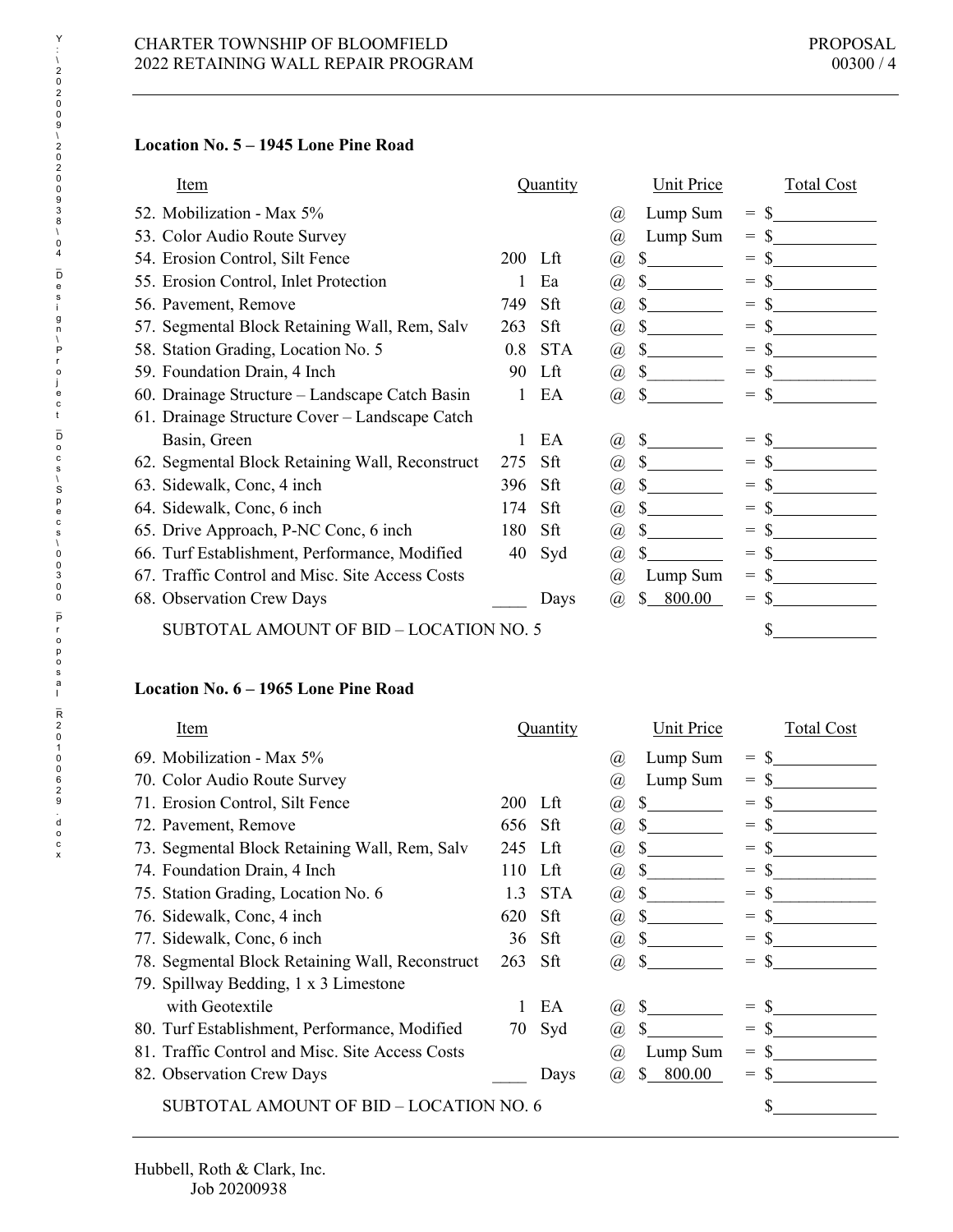### Location No. 5 – 1945 Lone Pine Road

| Item | Quantity | | | Unit Price | | Total Cost |
|---|---|---|---|---|---|---|
| 52. Mobilization - Max 5% | | | @ | Lump Sum | = | $____________ |
| 53. Color Audio Route Survey | | | @ | Lump Sum | = | $____________ |
| 54. Erosion Control, Silt Fence | 200 | Lft | @ | $_________ | = | $____________ |
| 55. Erosion Control, Inlet Protection | 1 | Ea | @ | $_________ | = | $____________ |
| 56. Pavement, Remove | 749 | Sft | @ | $_________ | = | $____________ |
| 57. Segmental Block Retaining Wall, Rem, Salv | 263 | Sft | @ | $_________ | = | $____________ |
| 58. Station Grading, Location No. 5 | 0.8 | STA | @ | $_________ | = | $____________ |
| 59. Foundation Drain, 4 Inch | 90 | Lft | @ | $_________ | = | $____________ |
| 60. Drainage Structure – Landscape Catch Basin | 1 | EA | @ | $_________ | = | $____________ |
| 61. Drainage Structure Cover – Landscape Catch Basin, Green | 1 | EA | @ | $_________ | = | $____________ |
| 62. Segmental Block Retaining Wall, Reconstruct | 275 | Sft | @ | $_________ | = | $____________ |
| 63. Sidewalk, Conc, 4 inch | 396 | Sft | @ | $_________ | = | $____________ |
| 64. Sidewalk, Conc, 6 inch | 174 | Sft | @ | $_________ | = | $____________ |
| 65. Drive Approach, P-NC Conc, 6 inch | 180 | Sft | @ | $_________ | = | $____________ |
| 66. Turf Establishment, Performance, Modified | 40 | Syd | @ | $_________ | = | $____________ |
| 67. Traffic Control and Misc. Site Access Costs | | | @ | Lump Sum | = | $____________ |
| 68. Observation Crew Days | ____ | Days | @ | $ 800.00 | = | $____________ |
| SUBTOTAL AMOUNT OF BID – LOCATION NO. 5 | | | | | | $____________ |

### Location No. 6 – 1965 Lone Pine Road

| Item | Quantity | | | Unit Price | | Total Cost |
|---|---|---|---|---|---|---|
| 69. Mobilization - Max 5% | | | @ | Lump Sum | = | $____________ |
| 70. Color Audio Route Survey | | | @ | Lump Sum | = | $____________ |
| 71. Erosion Control, Silt Fence | 200 | Lft | @ | $_________ | = | $____________ |
| 72. Pavement, Remove | 656 | Sft | @ | $_________ | = | $____________ |
| 73. Segmental Block Retaining Wall, Rem, Salv | 245 | Lft | @ | $_________ | = | $____________ |
| 74. Foundation Drain, 4 Inch | 110 | Lft | @ | $_________ | = | $____________ |
| 75. Station Grading, Location No. 6 | 1.3 | STA | @ | $_________ | = | $____________ |
| 76. Sidewalk, Conc, 4 inch | 620 | Sft | @ | $_________ | = | $____________ |
| 77. Sidewalk, Conc, 6 inch | 36 | Sft | @ | $_________ | = | $____________ |
| 78. Segmental Block Retaining Wall, Reconstruct | 263 | Sft | @ | $_________ | = | $____________ |
| 79. Spillway Bedding, 1 x 3 Limestone with Geotextile | 1 | EA | @ | $_________ | = | $____________ |
| 80. Turf Establishment, Performance, Modified | 70 | Syd | @ | $_________ | = | $____________ |
| 81. Traffic Control and Misc. Site Access Costs | | | @ | Lump Sum | = | $____________ |
| 82. Observation Crew Days | ____ | Days | @ | $ 800.00 | = | $____________ |
| SUBTOTAL AMOUNT OF BID – LOCATION NO. 6 | | | | | | $____________ |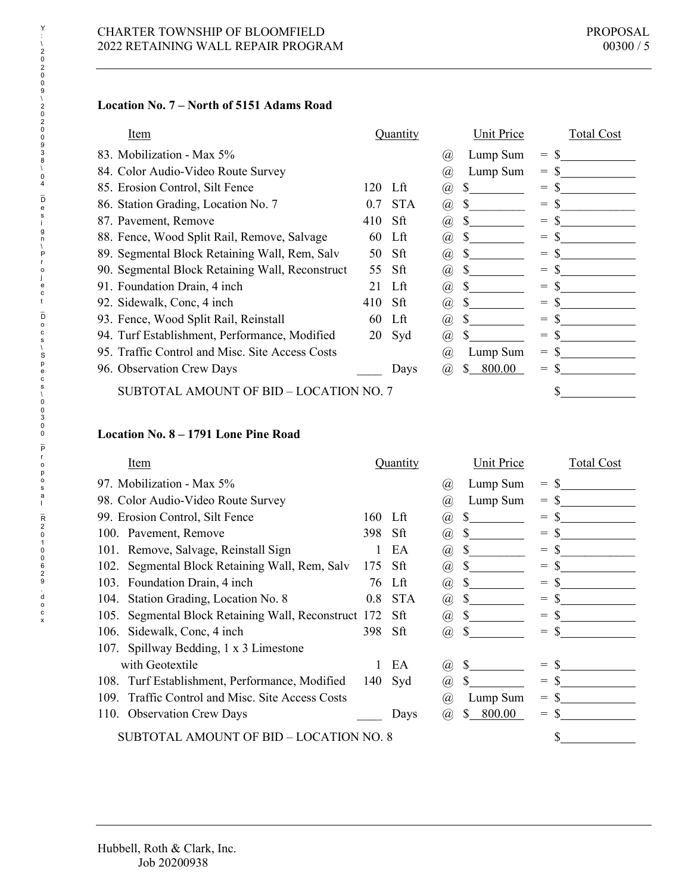**Location No. 7 – North of 5151 Adams Road**

| Item | Quantity | | | Unit Price | Total Cost |
|---|---|---|---|---|---|
| 83. Mobilization - Max 5% | | | @ | Lump Sum | = $\_\_\_\_\_\_\_\_\_\_ |
| 84. Color Audio-Video Route Survey | | | @ | Lump Sum | = $\_\_\_\_\_\_\_\_\_\_ |
| 85. Erosion Control, Silt Fence | 120 | Lft | @ | $\_\_\_\_\_\_\_\_ | = $\_\_\_\_\_\_\_\_\_\_ |
| 86. Station Grading, Location No. 7 | 0.7 | STA | @ | $\_\_\_\_\_\_\_\_ | = $\_\_\_\_\_\_\_\_\_\_ |
| 87. Pavement, Remove | 410 | Sft | @ | $\_\_\_\_\_\_\_\_ | = $\_\_\_\_\_\_\_\_\_\_ |
| 88. Fence, Wood Split Rail, Remove, Salvage | 60 | Lft | @ | $\_\_\_\_\_\_\_\_ | = $\_\_\_\_\_\_\_\_\_\_ |
| 89. Segmental Block Retaining Wall, Rem, Salv | 50 | Sft | @ | $\_\_\_\_\_\_\_\_ | = $\_\_\_\_\_\_\_\_\_\_ |
| 90. Segmental Block Retaining Wall, Reconstruct | 55 | Sft | @ | $\_\_\_\_\_\_\_\_ | = $\_\_\_\_\_\_\_\_\_\_ |
| 91. Foundation Drain, 4 inch | 21 | Lft | @ | $\_\_\_\_\_\_\_\_ | = $\_\_\_\_\_\_\_\_\_\_ |
| 92. Sidewalk, Conc, 4 inch | 410 | Sft | @ | $\_\_\_\_\_\_\_\_ | = $\_\_\_\_\_\_\_\_\_\_ |
| 93. Fence, Wood Split Rail, Reinstall | 60 | Lft | @ | $\_\_\_\_\_\_\_\_ | = $\_\_\_\_\_\_\_\_\_\_ |
| 94. Turf Establishment, Performance, Modified | 20 | Syd | @ | $\_\_\_\_\_\_\_\_ | = $\_\_\_\_\_\_\_\_\_\_ |
| 95. Traffic Control and Misc. Site Access Costs | | | @ | Lump Sum | = $\_\_\_\_\_\_\_\_\_\_ |
| 96. Observation Crew Days | \_\_\_\_ | Days | @ | $ 800.00 | = $\_\_\_\_\_\_\_\_\_\_ |
| SUBTOTAL AMOUNT OF BID – LOCATION NO. 7 | | | | | $\_\_\_\_\_\_\_\_\_\_ |

**Location No. 8 – 1791 Lone Pine Road**

| Item | Quantity | | | Unit Price | Total Cost |
|---|---|---|---|---|---|
| 97. Mobilization - Max 5% | | | @ | Lump Sum | = $\_\_\_\_\_\_\_\_\_\_ |
| 98. Color Audio-Video Route Survey | | | @ | Lump Sum | = $\_\_\_\_\_\_\_\_\_\_ |
| 99. Erosion Control, Silt Fence | 160 | Lft | @ | $\_\_\_\_\_\_\_\_ | = $\_\_\_\_\_\_\_\_\_\_ |
| 100. Pavement, Remove | 398 | Sft | @ | $\_\_\_\_\_\_\_\_ | = $\_\_\_\_\_\_\_\_\_\_ |
| 101. Remove, Salvage, Reinstall Sign | 1 | EA | @ | $\_\_\_\_\_\_\_\_ | = $\_\_\_\_\_\_\_\_\_\_ |
| 102. Segmental Block Retaining Wall, Rem, Salv | 175 | Sft | @ | $\_\_\_\_\_\_\_\_ | = $\_\_\_\_\_\_\_\_\_\_ |
| 103. Foundation Drain, 4 inch | 76 | Lft | @ | $\_\_\_\_\_\_\_\_ | = $\_\_\_\_\_\_\_\_\_\_ |
| 104. Station Grading, Location No. 8 | 0.8 | STA | @ | $\_\_\_\_\_\_\_\_ | = $\_\_\_\_\_\_\_\_\_\_ |
| 105. Segmental Block Retaining Wall, Reconstruct | 172 | Sft | @ | $\_\_\_\_\_\_\_\_ | = $\_\_\_\_\_\_\_\_\_\_ |
| 106. Sidewalk, Conc, 4 inch | 398 | Sft | @ | $\_\_\_\_\_\_\_\_ | = $\_\_\_\_\_\_\_\_\_\_ |
| 107. Spillway Bedding, 1 x 3 Limestone with Geotextile | 1 | EA | @ | $\_\_\_\_\_\_\_\_ | = $\_\_\_\_\_\_\_\_\_\_ |
| 108. Turf Establishment, Performance, Modified | 140 | Syd | @ | $\_\_\_\_\_\_\_\_ | = $\_\_\_\_\_\_\_\_\_\_ |
| 109. Traffic Control and Misc. Site Access Costs | | | @ | Lump Sum | = $\_\_\_\_\_\_\_\_\_\_ |
| 110. Observation Crew Days | \_\_\_\_ | Days | @ | $ 800.00 | = $\_\_\_\_\_\_\_\_\_\_ |
| SUBTOTAL AMOUNT OF BID – LOCATION NO. 8 | | | | | $\_\_\_\_\_\_\_\_\_\_ |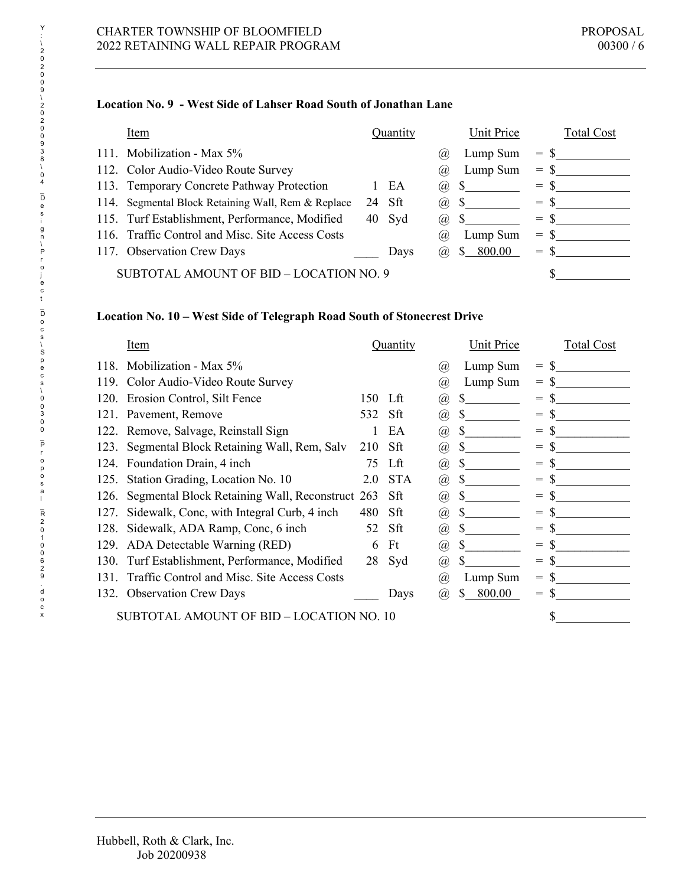**Location No. 9 - West Side of Lahser Road South of Jonathan Lane**

| Item | Quantity | | | Unit Price | | Total Cost |
|---|---|---|---|---|---|---|
| 111. Mobilization - Max 5% | | | @ | Lump Sum | = | $____________ |
| 112. Color Audio-Video Route Survey | | | @ | Lump Sum | = | $____________ |
| 113. Temporary Concrete Pathway Protection | 1 | EA | @ | $_________ | = | $____________ |
| 114. Segmental Block Retaining Wall, Rem & Replace | 24 | Sft | @ | $_________ | = | $____________ |
| 115. Turf Establishment, Performance, Modified | 40 | Syd | @ | $_________ | = | $____________ |
| 116. Traffic Control and Misc. Site Access Costs | | | @ | Lump Sum | = | $____________ |
| 117. Observation Crew Days | ____ | Days | @ | $ 800.00 | = | $____________ |
| SUBTOTAL AMOUNT OF BID – LOCATION NO. 9 | | | | | | $____________ |

**Location No. 10 – West Side of Telegraph Road South of Stonecrest Drive**

| Item | Quantity | | | Unit Price | | Total Cost |
|---|---|---|---|---|---|---|
| 118. Mobilization - Max 5% | | | @ | Lump Sum | = | $____________ |
| 119. Color Audio-Video Route Survey | | | @ | Lump Sum | = | $____________ |
| 120. Erosion Control, Silt Fence | 150 | Lft | @ | $_________ | = | $____________ |
| 121. Pavement, Remove | 532 | Sft | @ | $_________ | = | $____________ |
| 122. Remove, Salvage, Reinstall Sign | 1 | EA | @ | $_________ | = | $____________ |
| 123. Segmental Block Retaining Wall, Rem, Salv | 210 | Sft | @ | $_________ | = | $____________ |
| 124. Foundation Drain, 4 inch | 75 | Lft | @ | $_________ | = | $____________ |
| 125. Station Grading, Location No. 10 | 2.0 | STA | @ | $_________ | = | $____________ |
| 126. Segmental Block Retaining Wall, Reconstruct | 263 | Sft | @ | $_________ | = | $____________ |
| 127. Sidewalk, Conc, with Integral Curb, 4 inch | 480 | Sft | @ | $_________ | = | $____________ |
| 128. Sidewalk, ADA Ramp, Conc, 6 inch | 52 | Sft | @ | $_________ | = | $____________ |
| 129. ADA Detectable Warning (RED) | 6 | Ft | @ | $_________ | = | $____________ |
| 130. Turf Establishment, Performance, Modified | 28 | Syd | @ | $_________ | = | $____________ |
| 131. Traffic Control and Misc. Site Access Costs | | | @ | Lump Sum | = | $____________ |
| 132. Observation Crew Days | ____ | Days | @ | $ 800.00 | = | $____________ |
| SUBTOTAL AMOUNT OF BID – LOCATION NO. 10 | | | | | | $____________ |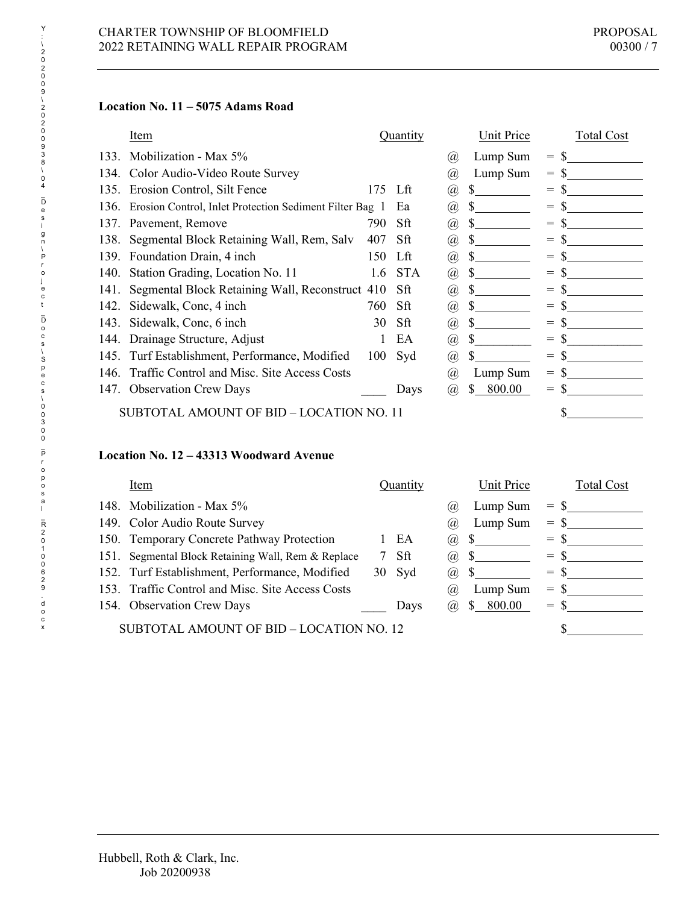### Location No. 11 – 5075 Adams Road

| | Item | Quantity | | | Unit Price | | Total Cost |
|---|---|---|---|---|---|---|---|
| 133. | Mobilization - Max 5% | | | @ | Lump Sum | = | $\_\_\_\_\_\_\_\_\_\_ |
| 134. | Color Audio-Video Route Survey | | | @ | Lump Sum | = | $\_\_\_\_\_\_\_\_\_\_ |
| 135. | Erosion Control, Silt Fence | 175 | Lft | @ | $\_\_\_\_\_\_\_\_ | = | $\_\_\_\_\_\_\_\_\_\_ |
| 136. | Erosion Control, Inlet Protection Sediment Filter Bag | 1 | Ea | @ | $\_\_\_\_\_\_\_\_ | = | $\_\_\_\_\_\_\_\_\_\_ |
| 137. | Pavement, Remove | 790 | Sft | @ | $\_\_\_\_\_\_\_\_ | = | $\_\_\_\_\_\_\_\_\_\_ |
| 138. | Segmental Block Retaining Wall, Rem, Salv | 407 | Sft | @ | $\_\_\_\_\_\_\_\_ | = | $\_\_\_\_\_\_\_\_\_\_ |
| 139. | Foundation Drain, 4 inch | 150 | Lft | @ | $\_\_\_\_\_\_\_\_ | = | $\_\_\_\_\_\_\_\_\_\_ |
| 140. | Station Grading, Location No. 11 | 1.6 | STA | @ | $\_\_\_\_\_\_\_\_ | = | $\_\_\_\_\_\_\_\_\_\_ |
| 141. | Segmental Block Retaining Wall, Reconstruct | 410 | Sft | @ | $\_\_\_\_\_\_\_\_ | = | $\_\_\_\_\_\_\_\_\_\_ |
| 142. | Sidewalk, Conc, 4 inch | 760 | Sft | @ | $\_\_\_\_\_\_\_\_ | = | $\_\_\_\_\_\_\_\_\_\_ |
| 143. | Sidewalk, Conc, 6 inch | 30 | Sft | @ | $\_\_\_\_\_\_\_\_ | = | $\_\_\_\_\_\_\_\_\_\_ |
| 144. | Drainage Structure, Adjust | 1 | EA | @ | $\_\_\_\_\_\_\_\_ | = | $\_\_\_\_\_\_\_\_\_\_ |
| 145. | Turf Establishment, Performance, Modified | 100 | Syd | @ | $\_\_\_\_\_\_\_\_ | = | $\_\_\_\_\_\_\_\_\_\_ |
| 146. | Traffic Control and Misc. Site Access Costs | | | @ | Lump Sum | = | $\_\_\_\_\_\_\_\_\_\_ |
| 147. | Observation Crew Days | \_\_\_\_ | Days | @ | $ 800.00 | = | $\_\_\_\_\_\_\_\_\_\_ |
| | SUBTOTAL AMOUNT OF BID – LOCATION NO. 11 | | | | | | $\_\_\_\_\_\_\_\_\_\_ |

### Location No. 12 – 43313 Woodward Avenue

| | Item | Quantity | | | Unit Price | | Total Cost |
|---|---|---|---|---|---|---|---|
| 148. | Mobilization - Max 5% | | | @ | Lump Sum | = | $\_\_\_\_\_\_\_\_\_\_ |
| 149. | Color Audio Route Survey | | | @ | Lump Sum | = | $\_\_\_\_\_\_\_\_\_\_ |
| 150. | Temporary Concrete Pathway Protection | 1 | EA | @ | $\_\_\_\_\_\_\_\_ | = | $\_\_\_\_\_\_\_\_\_\_ |
| 151. | Segmental Block Retaining Wall, Rem & Replace | 7 | Sft | @ | $\_\_\_\_\_\_\_\_ | = | $\_\_\_\_\_\_\_\_\_\_ |
| 152. | Turf Establishment, Performance, Modified | 30 | Syd | @ | $\_\_\_\_\_\_\_\_ | = | $\_\_\_\_\_\_\_\_\_\_ |
| 153. | Traffic Control and Misc. Site Access Costs | | | @ | Lump Sum | = | $\_\_\_\_\_\_\_\_\_\_ |
| 154. | Observation Crew Days | \_\_\_\_ | Days | @ | $ 800.00 | = | $\_\_\_\_\_\_\_\_\_\_ |
| | SUBTOTAL AMOUNT OF BID – LOCATION NO. 12 | | | | | | $\_\_\_\_\_\_\_\_\_\_ |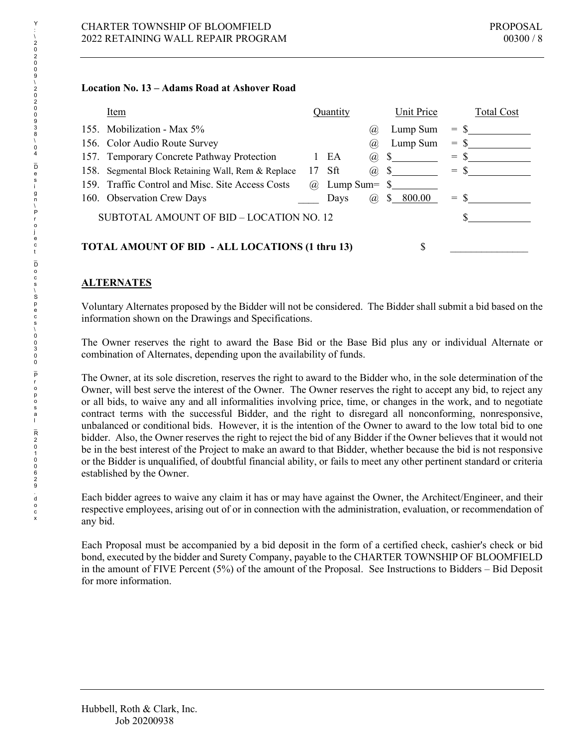**Location No. 13 – Adams Road at Ashover Road**

| Item | Quantity | | | Unit Price | Total Cost |
|---|---|---|---|---|---|
| 155. Mobilization - Max 5% | | | @ | Lump Sum | = $____________ |
| 156. Color Audio Route Survey | | | @ | Lump Sum | = $____________ |
| 157. Temporary Concrete Pathway Protection | 1 | EA | @ | $_________ | = $____________ |
| 158. Segmental Block Retaining Wall, Rem & Replace | 17 | Sft | @ | $_________ | = $____________ |
| 159. Traffic Control and Misc. Site Access Costs | @ | Lump Sum= | | $_________ | |
| 160. Observation Crew Days | ____ | Days | @ | $ 800.00 | = $____________ |
| SUBTOTAL AMOUNT OF BID – LOCATION NO. 12 | | | | | $____________ |

**TOTAL AMOUNT OF BID - ALL LOCATIONS (1 thru 13)** $ _______________

**ALTERNATES**

Voluntary Alternates proposed by the Bidder will not be considered. The Bidder shall submit a bid based on the information shown on the Drawings and Specifications.

The Owner reserves the right to award the Base Bid or the Base Bid plus any or individual Alternate or combination of Alternates, depending upon the availability of funds.

The Owner, at its sole discretion, reserves the right to award to the Bidder who, in the sole determination of the Owner, will best serve the interest of the Owner. The Owner reserves the right to accept any bid, to reject any or all bids, to waive any and all informalities involving price, time, or changes in the work, and to negotiate contract terms with the successful Bidder, and the right to disregard all nonconforming, nonresponsive, unbalanced or conditional bids. However, it is the intention of the Owner to award to the low total bid to one bidder. Also, the Owner reserves the right to reject the bid of any Bidder if the Owner believes that it would not be in the best interest of the Project to make an award to that Bidder, whether because the bid is not responsive or the Bidder is unqualified, of doubtful financial ability, or fails to meet any other pertinent standard or criteria established by the Owner.

Each bidder agrees to waive any claim it has or may have against the Owner, the Architect/Engineer, and their respective employees, arising out of or in connection with the administration, evaluation, or recommendation of any bid.

Each Proposal must be accompanied by a bid deposit in the form of a certified check, cashier's check or bid bond, executed by the bidder and Surety Company, payable to the CHARTER TOWNSHIP OF BLOOMFIELD in the amount of FIVE Percent (5%) of the amount of the Proposal. See Instructions to Bidders – Bid Deposit for more information.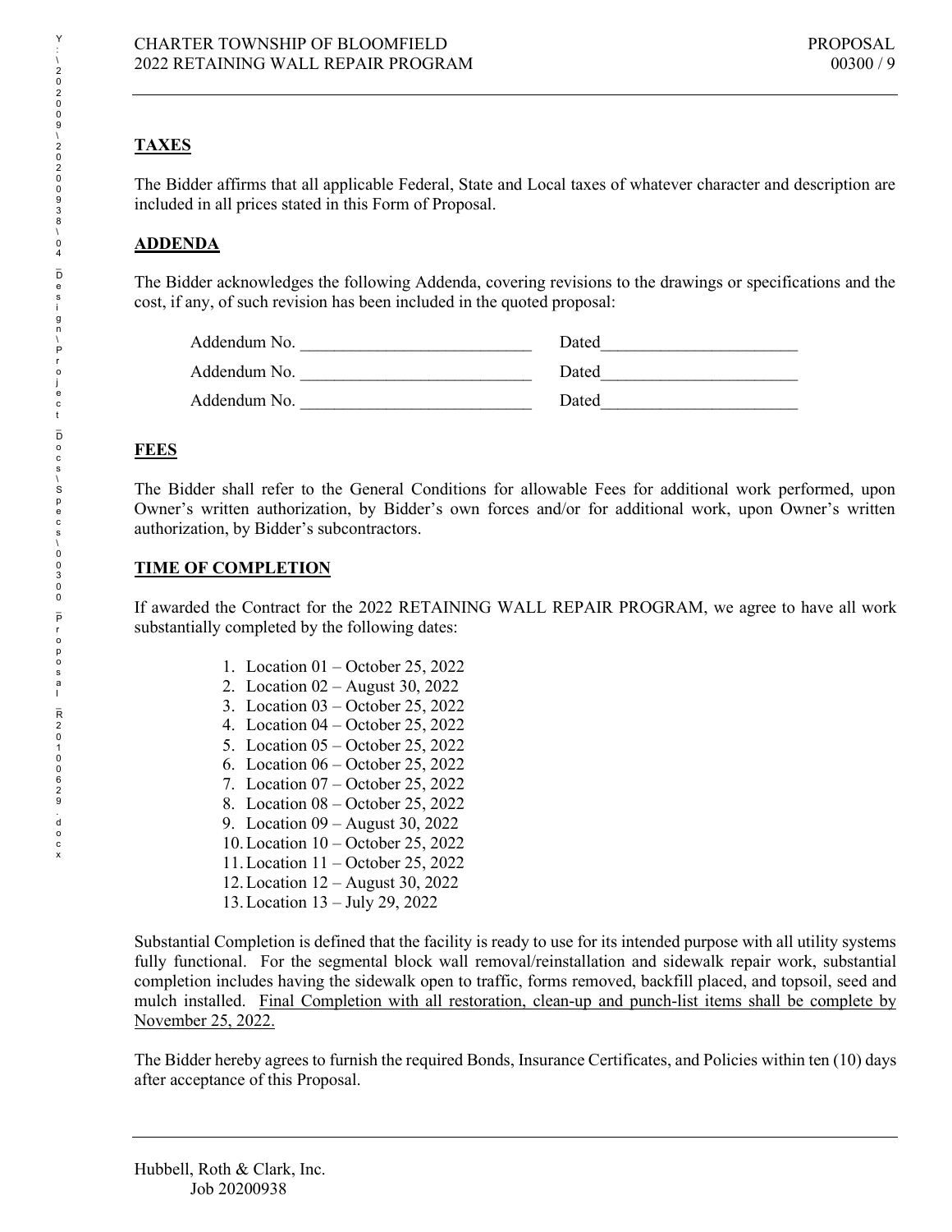## TAXES

The Bidder affirms that all applicable Federal, State and Local taxes of whatever character and description are included in all prices stated in this Form of Proposal.

## ADDENDA

The Bidder acknowledges the following Addenda, covering revisions to the drawings or specifications and the cost, if any, of such revision has been included in the quoted proposal:

Addendum No. ___________________________ Dated_______________________

Addendum No. ___________________________ Dated_______________________

Addendum No. ___________________________ Dated_______________________

## FEES

The Bidder shall refer to the General Conditions for allowable Fees for additional work performed, upon Owner's written authorization, by Bidder's own forces and/or for additional work, upon Owner's written authorization, by Bidder's subcontractors.

## TIME OF COMPLETION

If awarded the Contract for the 2022 RETAINING WALL REPAIR PROGRAM, we agree to have all work substantially completed by the following dates:

1. Location 01 – October 25, 2022
2. Location 02 – August 30, 2022
3. Location 03 – October 25, 2022
4. Location 04 – October 25, 2022
5. Location 05 – October 25, 2022
6. Location 06 – October 25, 2022
7. Location 07 – October 25, 2022
8. Location 08 – October 25, 2022
9. Location 09 – August 30, 2022
10. Location 10 – October 25, 2022
11. Location 11 – October 25, 2022
12. Location 12 – August 30, 2022
13. Location 13 – July 29, 2022

Substantial Completion is defined that the facility is ready to use for its intended purpose with all utility systems fully functional. For the segmental block wall removal/reinstallation and sidewalk repair work, substantial completion includes having the sidewalk open to traffic, forms removed, backfill placed, and topsoil, seed and mulch installed. Final Completion with all restoration, clean-up and punch-list items shall be complete by November 25, 2022.

The Bidder hereby agrees to furnish the required Bonds, Insurance Certificates, and Policies within ten (10) days after acceptance of this Proposal.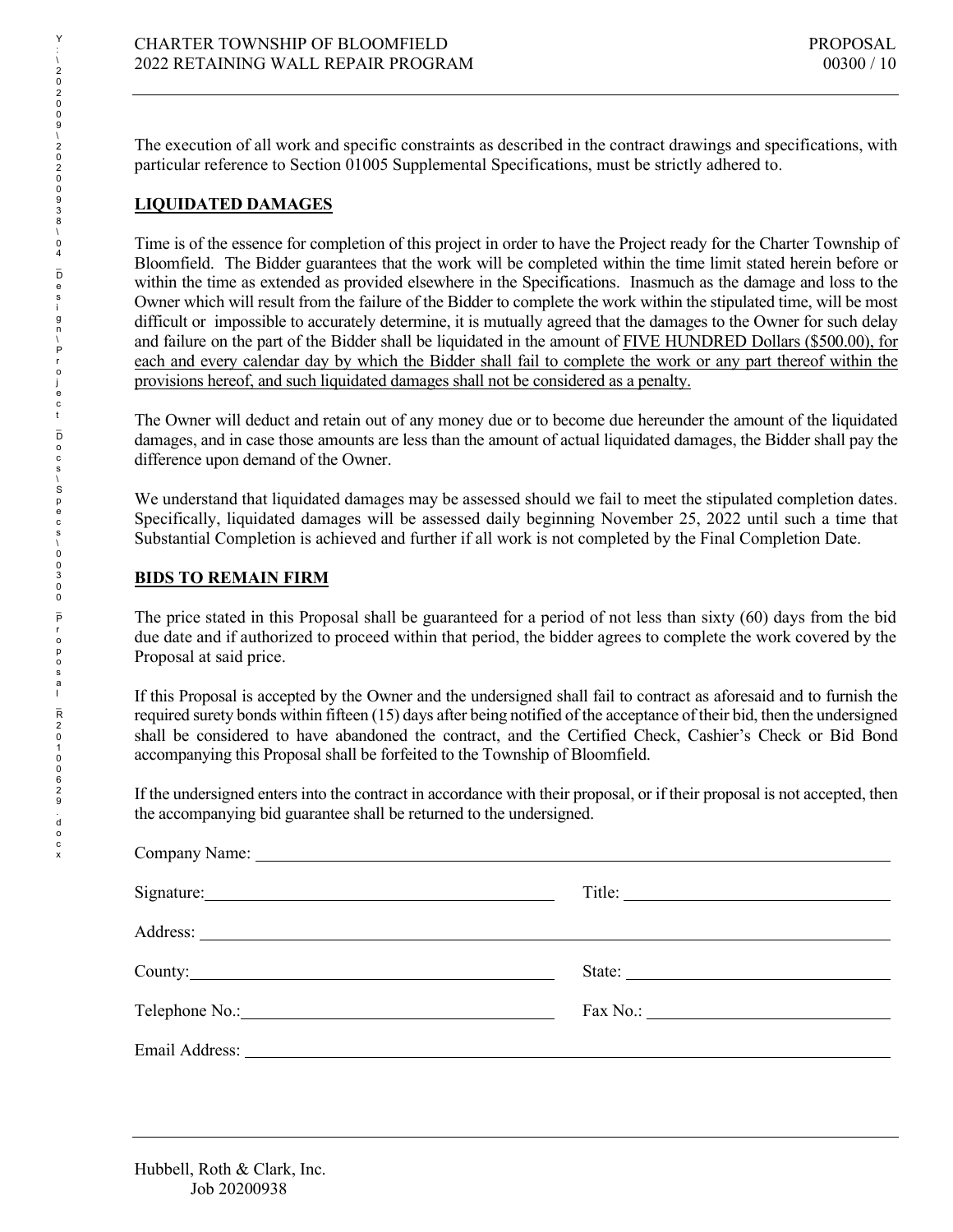The execution of all work and specific constraints as described in the contract drawings and specifications, with particular reference to Section 01005 Supplemental Specifications, must be strictly adhered to.

## LIQUIDATED DAMAGES

Time is of the essence for completion of this project in order to have the Project ready for the Charter Township of Bloomfield. The Bidder guarantees that the work will be completed within the time limit stated herein before or within the time as extended as provided elsewhere in the Specifications. Inasmuch as the damage and loss to the Owner which will result from the failure of the Bidder to complete the work within the stipulated time, will be most difficult or impossible to accurately determine, it is mutually agreed that the damages to the Owner for such delay and failure on the part of the Bidder shall be liquidated in the amount of FIVE HUNDRED Dollars ($500.00), for each and every calendar day by which the Bidder shall fail to complete the work or any part thereof within the provisions hereof, and such liquidated damages shall not be considered as a penalty.

The Owner will deduct and retain out of any money due or to become due hereunder the amount of the liquidated damages, and in case those amounts are less than the amount of actual liquidated damages, the Bidder shall pay the difference upon demand of the Owner.

We understand that liquidated damages may be assessed should we fail to meet the stipulated completion dates. Specifically, liquidated damages will be assessed daily beginning November 25, 2022 until such a time that Substantial Completion is achieved and further if all work is not completed by the Final Completion Date.

## BIDS TO REMAIN FIRM

The price stated in this Proposal shall be guaranteed for a period of not less than sixty (60) days from the bid due date and if authorized to proceed within that period, the bidder agrees to complete the work covered by the Proposal at said price.

If this Proposal is accepted by the Owner and the undersigned shall fail to contract as aforesaid and to furnish the required surety bonds within fifteen (15) days after being notified of the acceptance of their bid, then the undersigned shall be considered to have abandoned the contract, and the Certified Check, Cashier's Check or Bid Bond accompanying this Proposal shall be forfeited to the Township of Bloomfield.

If the undersigned enters into the contract in accordance with their proposal, or if their proposal is not accepted, then the accompanying bid guarantee shall be returned to the undersigned.

Company Name: ______________________________________________

Signature: ______________________________ Title: ______________________________

Address: ______________________________________________

County: ______________________________ State: ______________________________

Telephone No.: ______________________________ Fax No.: ______________________________

Email Address: ______________________________________________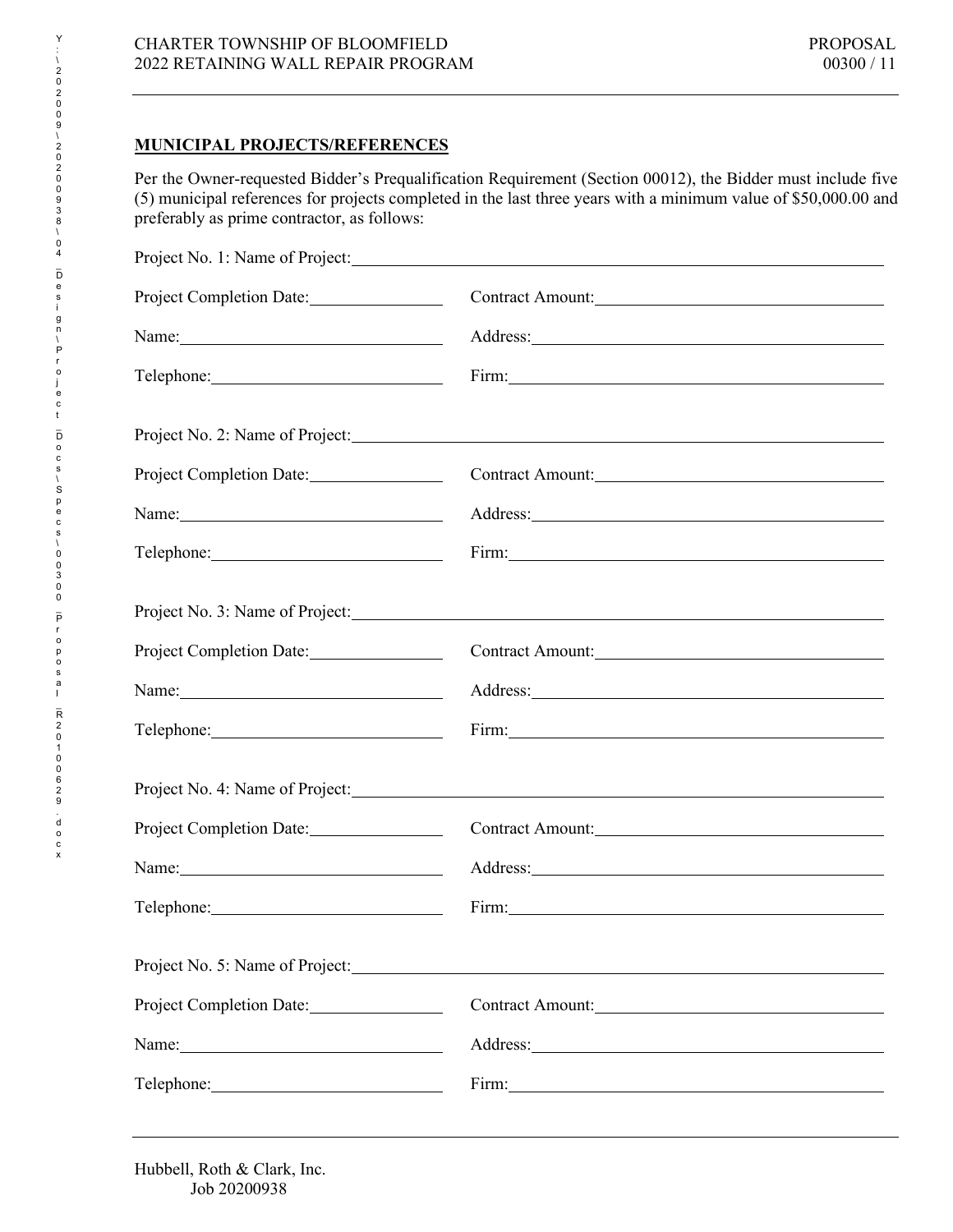## MUNICIPAL PROJECTS/REFERENCES

Per the Owner-requested Bidder's Prequalification Requirement (Section 00012), the Bidder must include five (5) municipal references for projects completed in the last three years with a minimum value of $50,000.00 and preferably as prime contractor, as follows:

Project No. 1: Name of Project: ____________________

Project Completion Date: ____________ Contract Amount: ____________

Name: ____________ Address: ____________

Telephone: ____________ Firm: ____________

Project No. 2: Name of Project: ____________________

Project Completion Date: ____________ Contract Amount: ____________

Name: ____________ Address: ____________

Telephone: ____________ Firm: ____________

Project No. 3: Name of Project: ____________________

Project Completion Date: ____________ Contract Amount: ____________

Name: ____________ Address: ____________

Telephone: ____________ Firm: ____________

Project No. 4: Name of Project: ____________________

Project Completion Date: ____________ Contract Amount: ____________

Name: ____________ Address: ____________

Telephone: ____________ Firm: ____________

Project No. 5: Name of Project: ____________________

Project Completion Date: ____________ Contract Amount: ____________

Name: ____________ Address: ____________

Telephone: ____________ Firm: ____________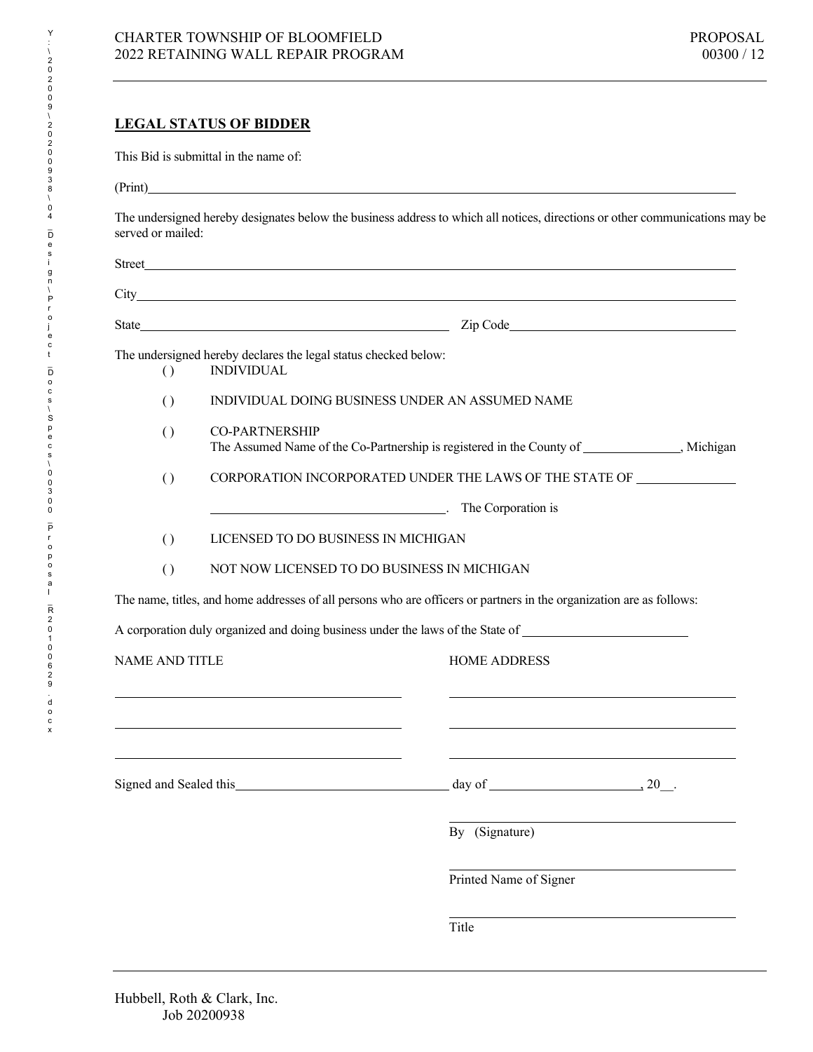## LEGAL STATUS OF BIDDER

This Bid is submittal in the name of:

(Print)\_\_\_\_\_\_\_\_\_\_\_\_\_\_\_\_\_\_\_\_\_\_\_\_\_\_\_\_\_\_\_\_\_\_\_\_\_\_\_\_\_\_\_\_\_\_\_\_\_\_\_\_

The undersigned hereby designates below the business address to which all notices, directions or other communications may be served or mailed:

Street\_\_\_\_\_\_\_\_\_\_\_\_\_\_\_\_\_\_\_\_\_\_\_\_\_\_\_\_\_\_\_\_\_\_\_\_\_\_\_\_\_\_\_\_\_\_\_\_\_\_\_\_

City\_\_\_\_\_\_\_\_\_\_\_\_\_\_\_\_\_\_\_\_\_\_\_\_\_\_\_\_\_\_\_\_\_\_\_\_\_\_\_\_\_\_\_\_\_\_\_\_\_\_\_\_\_\_

State\_\_\_\_\_\_\_\_\_\_\_\_\_\_\_\_\_\_\_\_\_\_\_\_\_\_\_\_ Zip Code\_\_\_\_\_\_\_\_\_\_\_\_\_\_\_\_\_\_\_\_\_\_

The undersigned hereby declares the legal status checked below:

( ) INDIVIDUAL

( ) INDIVIDUAL DOING BUSINESS UNDER AN ASSUMED NAME

( ) CO-PARTNERSHIP
The Assumed Name of the Co-Partnership is registered in the County of \_\_\_\_\_\_\_\_\_\_\_\_\_\_\_, Michigan

( ) CORPORATION INCORPORATED UNDER THE LAWS OF THE STATE OF \_\_\_\_\_\_\_\_\_\_\_\_\_\_\_

\_\_\_\_\_\_\_\_\_\_\_\_\_\_\_\_\_\_\_\_\_\_\_\_\_\_\_\_\_\_\_\_\_\_\_\_\_. The Corporation is

( ) LICENSED TO DO BUSINESS IN MICHIGAN

( ) NOT NOW LICENSED TO DO BUSINESS IN MICHIGAN

The name, titles, and home addresses of all persons who are officers or partners in the organization are as follows:

A corporation duly organized and doing business under the laws of the State of \_\_\_\_\_\_\_\_\_\_\_\_\_\_\_\_\_\_\_\_\_\_\_\_\_

| NAME AND TITLE | HOME ADDRESS |
|---|---|
| | |
| | |
| | |

Signed and Sealed this\_\_\_\_\_\_\_\_\_\_\_\_\_\_\_\_\_\_\_\_\_\_\_\_\_\_\_\_\_\_\_\_\_\_ day of \_\_\_\_\_\_\_\_\_\_\_\_\_\_\_\_\_\_\_\_\_\_\_, 20\_\_.

\_\_\_\_\_\_\_\_\_\_\_\_\_\_\_\_\_\_\_\_\_\_\_\_\_\_\_\_\_\_\_\_\_\_\_\_\_\_\_\_\_\_
By (Signature)

\_\_\_\_\_\_\_\_\_\_\_\_\_\_\_\_\_\_\_\_\_\_\_\_\_\_\_\_\_\_\_\_\_\_\_\_\_\_\_\_\_\_
Printed Name of Signer

\_\_\_\_\_\_\_\_\_\_\_\_\_\_\_\_\_\_\_\_\_\_\_\_\_\_\_\_\_\_\_\_\_\_\_\_\_\_\_\_\_\_
Title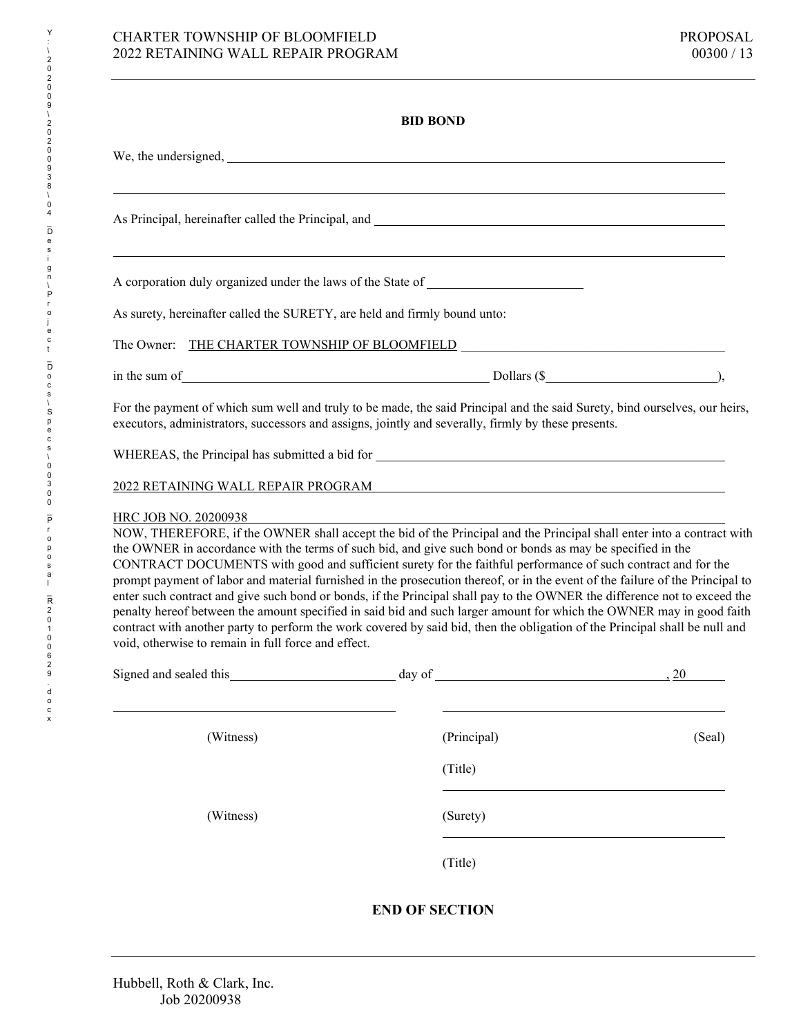## BID BOND

We, the undersigned, \_\_\_\_\_\_\_\_\_\_\_\_\_\_\_\_\_\_\_\_\_\_\_\_\_\_\_\_\_\_\_\_\_\_\_\_\_\_\_\_

\_\_\_\_\_\_\_\_\_\_\_\_\_\_\_\_\_\_\_\_\_\_\_\_\_\_\_\_\_\_\_\_\_\_\_\_\_\_\_\_\_\_\_\_\_\_\_\_\_\_\_\_

As Principal, hereinafter called the Principal, and \_\_\_\_\_\_\_\_\_\_\_\_\_\_\_\_\_\_\_\_\_\_\_\_\_\_\_\_\_\_\_\_\_\_\_\_

\_\_\_\_\_\_\_\_\_\_\_\_\_\_\_\_\_\_\_\_\_\_\_\_\_\_\_\_\_\_\_\_\_\_\_\_\_\_\_\_\_\_\_\_\_\_\_\_\_\_\_\_

A corporation duly organized under the laws of the State of \_\_\_\_\_\_\_\_\_\_\_\_\_\_\_\_\_\_\_\_

As surety, hereinafter called the SURETY, are held and firmly bound unto:

The Owner: THE CHARTER TOWNSHIP OF BLOOMFIELD

in the sum of \_\_\_\_\_\_\_\_\_\_\_\_\_\_\_\_\_\_\_\_\_\_\_\_\_\_\_\_\_\_\_\_\_\_\_\_ Dollars ($\_\_\_\_\_\_\_\_\_\_\_\_\_\_\_\_\_\_\_\_),

For the payment of which sum well and truly to be made, the said Principal and the said Surety, bind ourselves, our heirs, executors, administrators, successors and assigns, jointly and severally, firmly by these presents.

WHEREAS, the Principal has submitted a bid for \_\_\_\_\_\_\_\_\_\_\_\_\_\_\_\_\_\_\_\_\_\_\_\_\_\_\_\_\_\_\_\_\_\_\_\_

2022 RETAINING WALL REPAIR PROGRAM

HRC JOB NO. 20200938

NOW, THEREFORE, if the OWNER shall accept the bid of the Principal and the Principal shall enter into a contract with the OWNER in accordance with the terms of such bid, and give such bond or bonds as may be specified in the CONTRACT DOCUMENTS with good and sufficient surety for the faithful performance of such contract and for the prompt payment of labor and material furnished in the prosecution thereof, or in the event of the failure of the Principal to enter such contract and give such bond or bonds, if the Principal shall pay to the OWNER the difference not to exceed the penalty hereof between the amount specified in said bid and such larger amount for which the OWNER may in good faith contract with another party to perform the work covered by said bid, then the obligation of the Principal shall be null and void, otherwise to remain in full force and effect.

Signed and sealed this \_\_\_\_\_\_\_\_\_\_\_\_\_\_\_\_\_\_\_\_ day of \_\_\_\_\_\_\_\_\_\_\_\_\_\_\_\_\_\_\_\_\_\_\_\_\_\_\_\_, 20\_\_\_\_

\_\_\_\_\_\_\_\_\_\_\_\_\_\_\_\_\_\_\_\_\_\_\_\_\_\_\_\_ \_\_\_\_\_\_\_\_\_\_\_\_\_\_\_\_\_\_\_\_\_\_\_\_\_\_\_\_

(Witness) (Principal) (Seal)

(Title)

\_\_\_\_\_\_\_\_\_\_\_\_\_\_\_\_\_\_\_\_\_\_\_\_\_\_\_\_

(Witness) (Surety)

\_\_\_\_\_\_\_\_\_\_\_\_\_\_\_\_\_\_\_\_\_\_\_\_\_\_\_\_

(Title)

**END OF SECTION**